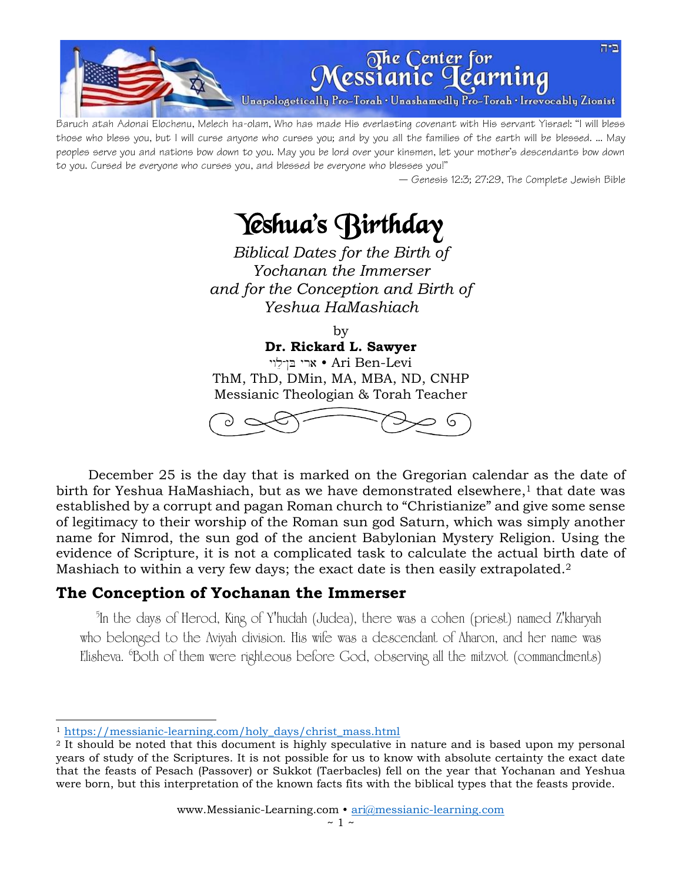ב״ה

The Center for Messianic Learning

Unapologetically Pro-Torah · Unashamedly Pro-Torah · Irrevocably Zionist

Baruch atah Adonai Elochenu, Melech ha-olam, Who has made His everlasting covenant with His servant Yisrael: "I will bless those who bless you, but I will curse anyone who curses you; and by you all the families of the earth will be blessed. … May peoples serve you and nations bow down to you. May you be lord over your kinsmen, let your mother's descendants bow down to you. Cursed be everyone who curses you, and blessed be everyone who blesses you!"

— Genesis 12:3; 27:29, The Complete Jewish Bible

# Yeshua's Birthday

*Biblical Dates for the Birth of*
*Yochanan the Immerser*
*and for the Conception and Birth of*
*Yeshua HaMashiach*

by
**Dr. Rickard L. Sawyer**
ארי בֶּן-לֵוִי • Ari Ben-Levi
ThM, ThD, DMin, MA, MBA, ND, CNHP
Messianic Theologian & Torah Teacher

December 25 is the day that is marked on the Gregorian calendar as the date of birth for Yeshua HaMashiach, but as we have demonstrated elsewhere,[1] that date was established by a corrupt and pagan Roman church to "Christianize" and give some sense of legitimacy to their worship of the Roman sun god Saturn, which was simply another name for Nimrod, the sun god of the ancient Babylonian Mystery Religion. Using the evidence of Scripture, it is not a complicated task to calculate the actual birth date of Mashiach to within a very few days; the exact date is then easily extrapolated.[2]

## The Conception of Yochanan the Immerser

[5]In the days of Herod, King of Y'hudah (Judea), there was a cohen (priest) named Z'kharyah who belonged to the Aviyah division. His wife was a descendant of Aharon, and her name was Elisheva. [6]Both of them were righteous before God, observing all the mitzvot (commandments)

---

[1] https://messianic-learning.com/holy_days/christ_mass.html

[2] It should be noted that this document is highly speculative in nature and is based upon my personal years of study of the Scriptures. It is not possible for us to know with absolute certainty the exact date that the feasts of Pesach (Passover) or Sukkot (Taerbacles) fell on the year that Yochanan and Yeshua were born, but this interpretation of the known facts fits with the biblical types that the feasts provide.

www.Messianic-Learning.com • ari@messianic-learning.com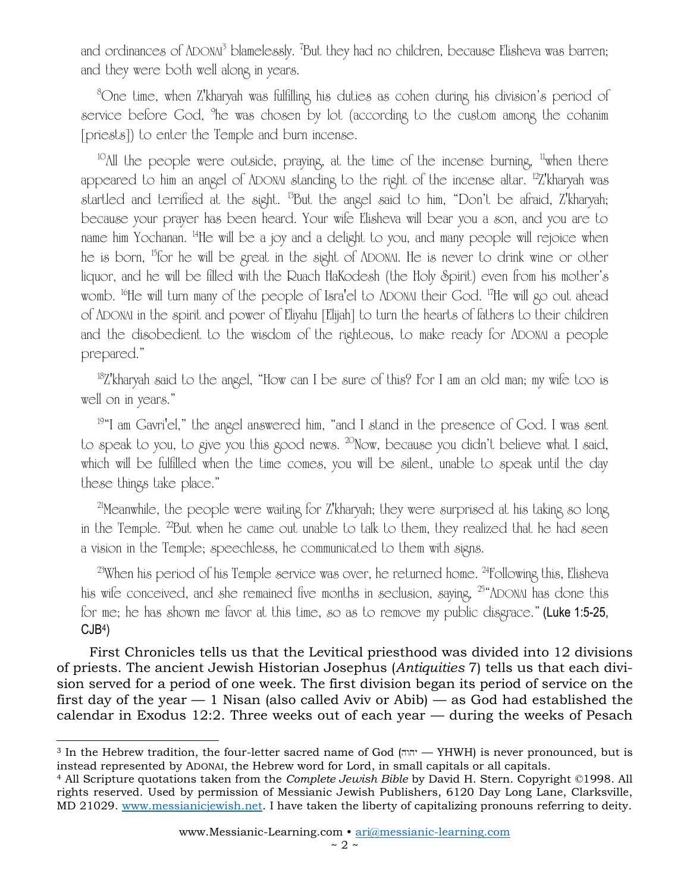and ordinances of ADONAI[3] blamelessly. [7]But they had no children, because Elisheva was barren; and they were both well along in years.

[8]One time, when Z'kharyah was fulfilling his duties as cohen during his division's period of service before God, [9]he was chosen by lot (according to the custom among the cohanim [priests]) to enter the Temple and burn incense.

[10]All the people were outside, praying, at the time of the incense burning, [11]when there appeared to him an angel of ADONAI standing to the right of the incense altar. [12]Z'kharyah was startled and terrified at the sight. [13]But the angel said to him, "Don't be afraid, Z'kharyah; because your prayer has been heard. Your wife Elisheva will bear you a son, and you are to name him Yochanan. [14]He will be a joy and a delight to you, and many people will rejoice when he is born, [15]for he will be great in the sight of ADONAI. He is never to drink wine or other liquor, and he will be filled with the Ruach HaKodesh (the Holy Spirit) even from his mother's womb. [16]He will turn many of the people of Isra'el to ADONAI their God. [17]He will go out ahead of ADONAI in the spirit and power of Eliyahu [Elijah] to turn the hearts of fathers to their children and the disobedient to the wisdom of the righteous, to make ready for ADONAI a people prepared."

[18]Z'kharyah said to the angel, "How can I be sure of this? For I am an old man; my wife too is well on in years."

[19]"I am Gavri'el," the angel answered him, "and I stand in the presence of God. I was sent to speak to you, to give you this good news. [20]Now, because you didn't believe what I said, which will be fulfilled when the time comes, you will be silent, unable to speak until the day these things take place."

[21]Meanwhile, the people were waiting for Z'kharyah; they were surprised at his taking so long in the Temple. [22]But when he came out unable to talk to them, they realized that he had seen a vision in the Temple; speechless, he communicated to them with signs.

[23]When his period of his Temple service was over, he returned home. [24]Following this, Elisheva his wife conceived, and she remained five months in seclusion, saying, [25]"ADONAI has done this for me; he has shown me favor at this time, so as to remove my public disgrace." (Luke 1:5-25, CJB[4])

First Chronicles tells us that the Levitical priesthood was divided into 12 divisions of priests. The ancient Jewish Historian Josephus (*Antiquities* 7) tells us that each division served for a period of one week. The first division began its period of service on the first day of the year — 1 Nisan (also called Aviv or Abib) — as God had established the calendar in Exodus 12:2. Three weeks out of each year — during the weeks of Pesach

---

[3] In the Hebrew tradition, the four-letter sacred name of God (יהוה — YHWH) is never pronounced, but is instead represented by ADONAI, the Hebrew word for Lord, in small capitals or all capitals.

[4] All Scripture quotations taken from the *Complete Jewish Bible* by David H. Stern. Copyright ©1998. All rights reserved. Used by permission of Messianic Jewish Publishers, 6120 Day Long Lane, Clarksville, MD 21029. www.messianicjewish.net. I have taken the liberty of capitalizing pronouns referring to deity.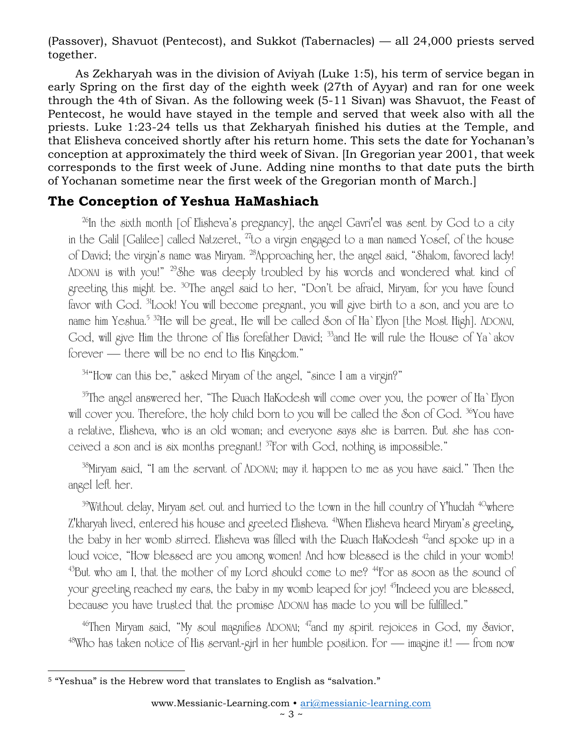(Passover), Shavuot (Pentecost), and Sukkot (Tabernacles) — all 24,000 priests served together.

As Zekharyah was in the division of Aviyah (Luke 1:5), his term of service began in early Spring on the first day of the eighth week (27th of Ayyar) and ran for one week through the 4th of Sivan. As the following week (5-11 Sivan) was Shavuot, the Feast of Pentecost, he would have stayed in the temple and served that week also with all the priests. Luke 1:23-24 tells us that Zekharyah finished his duties at the Temple, and that Elisheva conceived shortly after his return home. This sets the date for Yochanan's conception at approximately the third week of Sivan. [In Gregorian year 2001, that week corresponds to the first week of June. Adding nine months to that date puts the birth of Yochanan sometime near the first week of the Gregorian month of March.]

## The Conception of Yeshua HaMashiach

[26]In the sixth month [of Elisheva's pregnancy], the angel Gavri'el was sent by God to a city in the Galil [Galilee] called Natzeret, [27]to a virgin engaged to a man named Yosef, of the house of David; the virgin's name was Miryam. [28]Approaching her, the angel said, "Shalom, favored lady! ADONAI is with you!" [29]She was deeply troubled by his words and wondered what kind of greeting this might be. [30]The angel said to her, "Don't be afraid, Miryam, for you have found favor with God. [31]Look! You will become pregnant, you will give birth to a son, and you are to name him Yeshua.[5] [32]He will be great, He will be called Son of Ha`Elyon [the Most High]. ADONAI, God, will give Him the throne of His forefather David; [33]and He will rule the House of Ya`akov forever — there will be no end to His Kingdom."

[34]"How can this be," asked Miryam of the angel, "since I am a virgin?"

[35]The angel answered her, "The Ruach HaKodesh will come over you, the power of Ha`Elyon will cover you. Therefore, the holy child born to you will be called the Son of God. [36]You have a relative, Elisheva, who is an old woman; and everyone says she is barren. But she has conceived a son and is six months pregnant! [37]For with God, nothing is impossible."

[38]Miryam said, "I am the servant of ADONAI; may it happen to me as you have said." Then the angel left her.

[39]Without delay, Miryam set out and hurried to the town in the hill country of Y'hudah [40]where Z'kharyah lived, entered his house and greeted Elisheva. [41]When Elisheva heard Miryam's greeting, the baby in her womb stirred. Elisheva was filled with the Ruach HaKodesh [42]and spoke up in a loud voice, "How blessed are you among women! And how blessed is the child in your womb! [43]But who am I, that the mother of my Lord should come to me? [44]For as soon as the sound of your greeting reached my ears, the baby in my womb leaped for joy! [45]Indeed you are blessed, because you have trusted that the promise ADONAI has made to you will be fulfilled."

[46]Then Miryam said, "My soul magnifies ADONAI; [47]and my spirit rejoices in God, my Savior, [48]Who has taken notice of His servant-girl in her humble position. For — imagine it! — from now

---

[5] "Yeshua" is the Hebrew word that translates to English as "salvation."

www.Messianic-Learning.com • ari@messianic-learning.com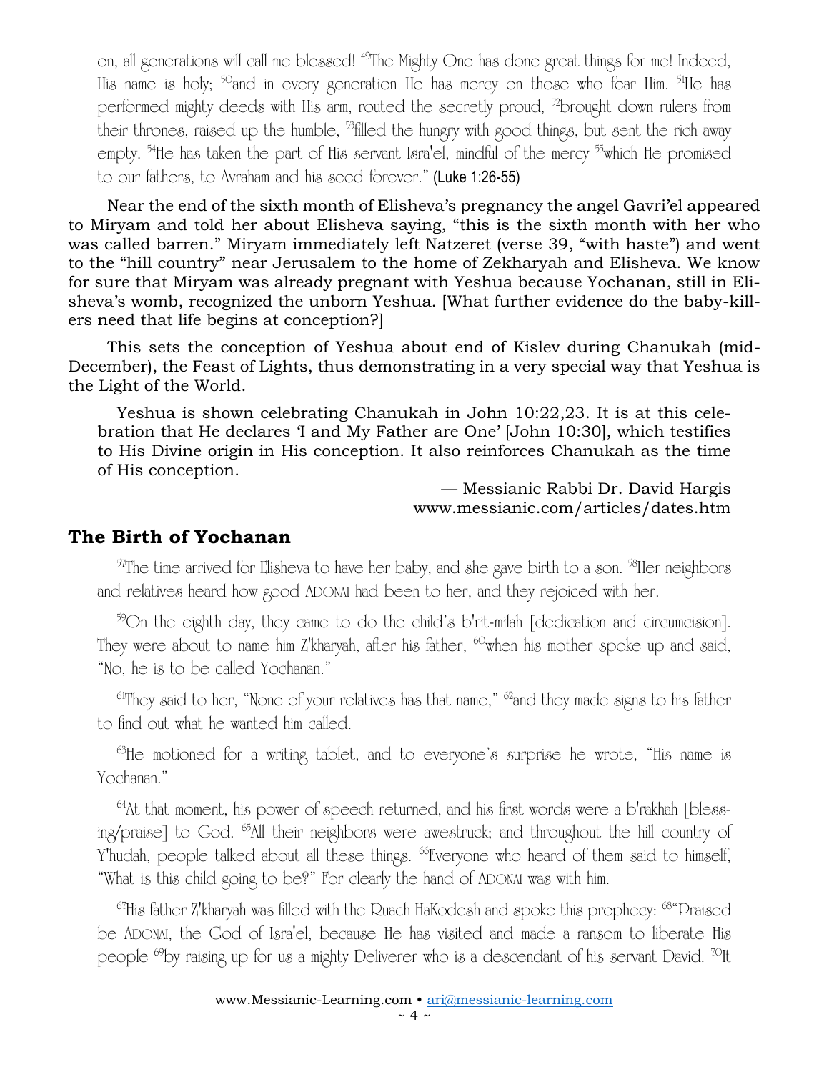on, all generations will call me blessed! [49]The Mighty One has done great things for me! Indeed, His name is holy; [50]and in every generation He has mercy on those who fear Him. [51]He has performed mighty deeds with His arm, routed the secretly proud, [52]brought down rulers from their thrones, raised up the humble, [53]filled the hungry with good things, but sent the rich away empty. [54]He has taken the part of His servant Isra'el, mindful of the mercy [55]which He promised to our fathers, to Avraham and his seed forever." (Luke 1:26-55)

Near the end of the sixth month of Elisheva's pregnancy the angel Gavri'el appeared to Miryam and told her about Elisheva saying, "this is the sixth month with her who was called barren." Miryam immediately left Natzeret (verse 39, "with haste") and went to the "hill country" near Jerusalem to the home of Zekharyah and Elisheva. We know for sure that Miryam was already pregnant with Yeshua because Yochanan, still in Elisheva's womb, recognized the unborn Yeshua. [What further evidence do the baby-killers need that life begins at conception?]

This sets the conception of Yeshua about end of Kislev during Chanukah (mid-December), the Feast of Lights, thus demonstrating in a very special way that Yeshua is the Light of the World.

> Yeshua is shown celebrating Chanukah in John 10:22,23. It is at this celebration that He declares 'I and My Father are One' [John 10:30], which testifies to His Divine origin in His conception. It also reinforces Chanukah as the time of His conception.
>
> — Messianic Rabbi Dr. David Hargis
> www.messianic.com/articles/dates.htm

## The Birth of Yochanan

[57]The time arrived for Elisheva to have her baby, and she gave birth to a son. [58]Her neighbors and relatives heard how good ADONAI had been to her, and they rejoiced with her.

[59]On the eighth day, they came to do the child's b'rit-milah [dedication and circumcision]. They were about to name him Z'kharyah, after his father, [60]when his mother spoke up and said, "No, he is to be called Yochanan."

[61]They said to her, "None of your relatives has that name," [62]and they made signs to his father to find out what he wanted him called.

[63]He motioned for a writing tablet, and to everyone's surprise he wrote, "His name is Yochanan."

[64]At that moment, his power of speech returned, and his first words were a b'rakhah [blessing/praise] to God. [65]All their neighbors were awestruck; and throughout the hill country of Y'hudah, people talked about all these things. [66]Everyone who heard of them said to himself, "What is this child going to be?" For clearly the hand of ADONAI was with him.

[67]His father Z'kharyah was filled with the Ruach HaKodesh and spoke this prophecy: [68]"Praised be ADONAI, the God of Isra'el, because He has visited and made a ransom to liberate His people [69]by raising up for us a mighty Deliverer who is a descendant of his servant David. [70]It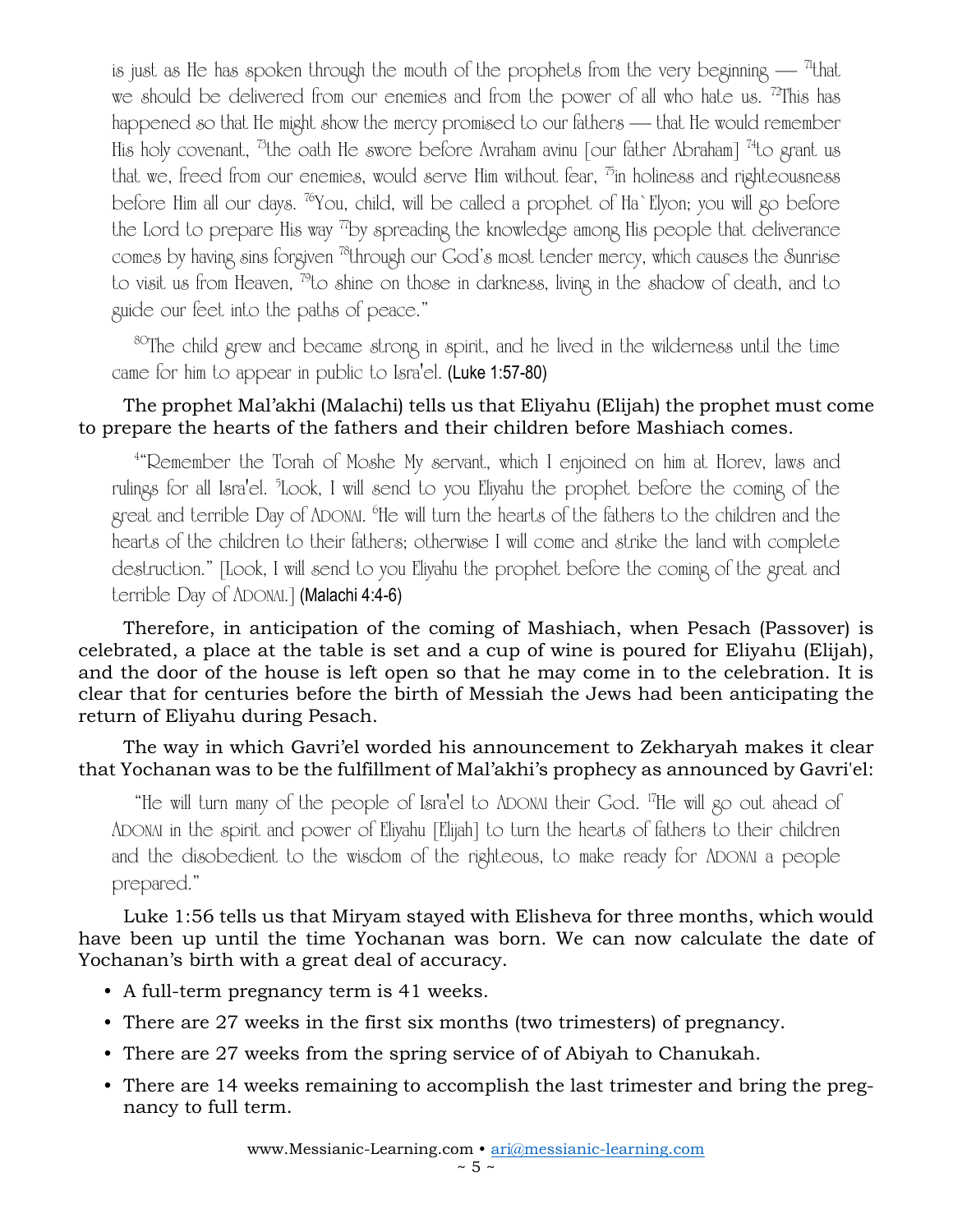is just as He has spoken through the mouth of the prophets from the very beginning — [71]that we should be delivered from our enemies and from the power of all who hate us. [72]This has happened so that He might show the mercy promised to our fathers — that He would remember His holy covenant, [73]the oath He swore before Avraham avinu [our father Abraham] [74]to grant us that we, freed from our enemies, would serve Him without fear, [75]in holiness and righteousness before Him all our days. [76]You, child, will be called a prophet of Ha`Elyon; you will go before the Lord to prepare His way [77]by spreading the knowledge among His people that deliverance comes by having sins forgiven [78]through our God's most tender mercy, which causes the Sunrise to visit us from Heaven, [79]to shine on those in darkness, living in the shadow of death, and to guide our feet into the paths of peace."

> [80]The child grew and became strong in spirit, and he lived in the wilderness until the time came for him to appear in public to Isra'el. (Luke 1:57-80)

The prophet Mal'akhi (Malachi) tells us that Eliyahu (Elijah) the prophet must come to prepare the hearts of the fathers and their children before Mashiach comes.

> [4]"Remember the Torah of Moshe My servant, which I enjoined on him at Horev, laws and rulings for all Isra'el. [5]Look, I will send to you Eliyahu the prophet before the coming of the great and terrible Day of ADONAI. [6]He will turn the hearts of the fathers to the children and the hearts of the children to their fathers; otherwise I will come and strike the land with complete destruction." [Look, I will send to you Eliyahu the prophet before the coming of the great and terrible Day of ADONAI.] (Malachi 4:4-6)

Therefore, in anticipation of the coming of Mashiach, when Pesach (Passover) is celebrated, a place at the table is set and a cup of wine is poured for Eliyahu (Elijah), and the door of the house is left open so that he may come in to the celebration. It is clear that for centuries before the birth of Messiah the Jews had been anticipating the return of Eliyahu during Pesach.

The way in which Gavri'el worded his announcement to Zekharyah makes it clear that Yochanan was to be the fulfillment of Mal'akhi's prophecy as announced by Gavri'el:

> "He will turn many of the people of Isra'el to ADONAI their God. [17]He will go out ahead of ADONAI in the spirit and power of Eliyahu [Elijah] to turn the hearts of fathers to their children and the disobedient to the wisdom of the righteous, to make ready for ADONAI a people prepared."

Luke 1:56 tells us that Miryam stayed with Elisheva for three months, which would have been up until the time Yochanan was born. We can now calculate the date of Yochanan's birth with a great deal of accuracy.

- A full-term pregnancy term is 41 weeks.
- There are 27 weeks in the first six months (two trimesters) of pregnancy.
- There are 27 weeks from the spring service of of Abiyah to Chanukah.
- There are 14 weeks remaining to accomplish the last trimester and bring the pregnancy to full term.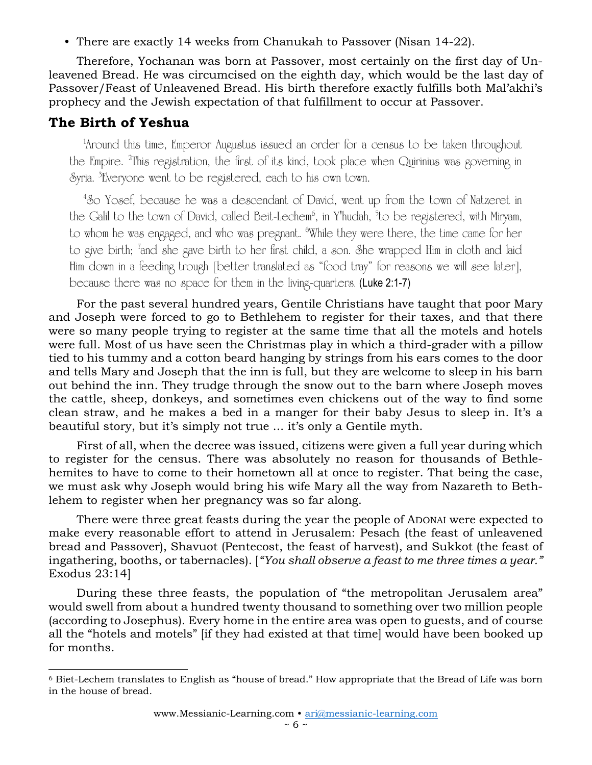- There are exactly 14 weeks from Chanukah to Passover (Nisan 14-22).

Therefore, Yochanan was born at Passover, most certainly on the first day of Unleavened Bread. He was circumcised on the eighth day, which would be the last day of Passover/Feast of Unleavened Bread. His birth therefore exactly fulfills both Mal'akhi's prophecy and the Jewish expectation of that fulfillment to occur at Passover.

## The Birth of Yeshua

[1]Around this time, Emperor Augustus issued an order for a census to be taken throughout the Empire. [2]This registration, the first of its kind, took place when Quirinius was governing in Syria. [3]Everyone went to be registered, each to his own town.

[4]So Yosef, because he was a descendant of David, went up from the town of Natzeret in the Galil to the town of David, called Beit-Lechem[6], in Y'hudah, [5]to be registered, with Miryam, to whom he was engaged, and who was pregnant. [6]While they were there, the time came for her to give birth; [7]and she gave birth to her first child, a son. She wrapped Him in cloth and laid Him down in a feeding trough [better translated as "food tray" for reasons we will see later], because there was no space for them in the living-quarters. (Luke 2:1-7)

For the past several hundred years, Gentile Christians have taught that poor Mary and Joseph were forced to go to Bethlehem to register for their taxes, and that there were so many people trying to register at the same time that all the motels and hotels were full. Most of us have seen the Christmas play in which a third-grader with a pillow tied to his tummy and a cotton beard hanging by strings from his ears comes to the door and tells Mary and Joseph that the inn is full, but they are welcome to sleep in his barn out behind the inn. They trudge through the snow out to the barn where Joseph moves the cattle, sheep, donkeys, and sometimes even chickens out of the way to find some clean straw, and he makes a bed in a manger for their baby Jesus to sleep in. It's a beautiful story, but it's simply not true ... it's only a Gentile myth.

First of all, when the decree was issued, citizens were given a full year during which to register for the census. There was absolutely no reason for thousands of Bethlehemites to have to come to their hometown all at once to register. That being the case, we must ask why Joseph would bring his wife Mary all the way from Nazareth to Bethlehem to register when her pregnancy was so far along.

There were three great feasts during the year the people of ADONAI were expected to make every reasonable effort to attend in Jerusalem: Pesach (the feast of unleavened bread and Passover), Shavuot (Pentecost, the feast of harvest), and Sukkot (the feast of ingathering, booths, or tabernacles). [*"You shall observe a feast to me three times a year."* Exodus 23:14]

During these three feasts, the population of "the metropolitan Jerusalem area" would swell from about a hundred twenty thousand to something over two million people (according to Josephus). Every home in the entire area was open to guests, and of course all the "hotels and motels" [if they had existed at that time] would have been booked up for months.

---

[6] Biet-Lechem translates to English as "house of bread." How appropriate that the Bread of Life was born in the house of bread.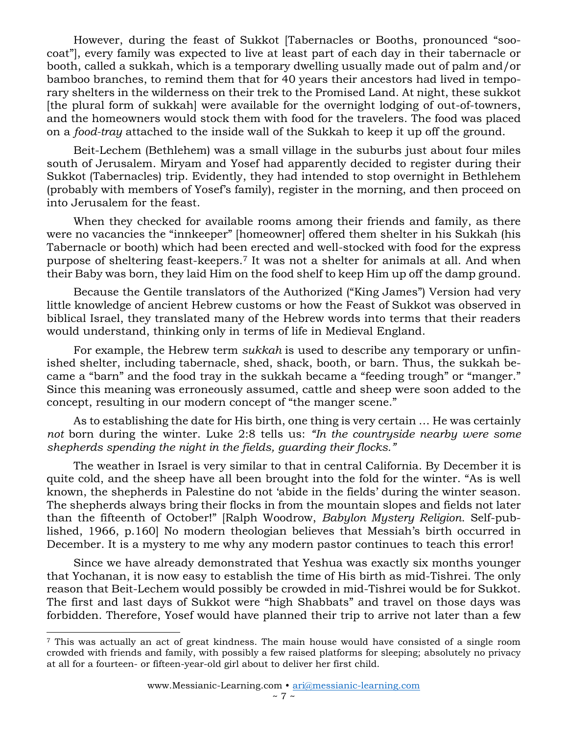However, during the feast of Sukkot [Tabernacles or Booths, pronounced "soo-coat"], every family was expected to live at least part of each day in their tabernacle or booth, called a sukkah, which is a temporary dwelling usually made out of palm and/or bamboo branches, to remind them that for 40 years their ancestors had lived in temporary shelters in the wilderness on their trek to the Promised Land. At night, these sukkot [the plural form of sukkah] were available for the overnight lodging of out-of-towners, and the homeowners would stock them with food for the travelers. The food was placed on a *food-tray* attached to the inside wall of the Sukkah to keep it up off the ground.

Beit-Lechem (Bethlehem) was a small village in the suburbs just about four miles south of Jerusalem. Miryam and Yosef had apparently decided to register during their Sukkot (Tabernacles) trip. Evidently, they had intended to stop overnight in Bethlehem (probably with members of Yosef's family), register in the morning, and then proceed on into Jerusalem for the feast.

When they checked for available rooms among their friends and family, as there were no vacancies the "innkeeper" [homeowner] offered them shelter in his Sukkah (his Tabernacle or booth) which had been erected and well-stocked with food for the express purpose of sheltering feast-keepers.[7] It was not a shelter for animals at all. And when their Baby was born, they laid Him on the food shelf to keep Him up off the damp ground.

Because the Gentile translators of the Authorized ("King James") Version had very little knowledge of ancient Hebrew customs or how the Feast of Sukkot was observed in biblical Israel, they translated many of the Hebrew words into terms that their readers would understand, thinking only in terms of life in Medieval England.

For example, the Hebrew term *sukkah* is used to describe any temporary or unfinished shelter, including tabernacle, shed, shack, booth, or barn. Thus, the sukkah became a "barn" and the food tray in the sukkah became a "feeding trough" or "manger." Since this meaning was erroneously assumed, cattle and sheep were soon added to the concept, resulting in our modern concept of "the manger scene."

As to establishing the date for His birth, one thing is very certain … He was certainly *not* born during the winter. Luke 2:8 tells us: *"In the countryside nearby were some shepherds spending the night in the fields, guarding their flocks."*

The weather in Israel is very similar to that in central California. By December it is quite cold, and the sheep have all been brought into the fold for the winter. "As is well known, the shepherds in Palestine do not 'abide in the fields' during the winter season. The shepherds always bring their flocks in from the mountain slopes and fields not later than the fifteenth of October!" [Ralph Woodrow, *Babylon Mystery Religion*. Self-published, 1966, p.160] No modern theologian believes that Messiah's birth occurred in December. It is a mystery to me why any modern pastor continues to teach this error!

Since we have already demonstrated that Yeshua was exactly six months younger that Yochanan, it is now easy to establish the time of His birth as mid-Tishrei. The only reason that Beit-Lechem would possibly be crowded in mid-Tishrei would be for Sukkot. The first and last days of Sukkot were "high Shabbats" and travel on those days was forbidden. Therefore, Yosef would have planned their trip to arrive not later than a few

[7] This was actually an act of great kindness. The main house would have consisted of a single room crowded with friends and family, with possibly a few raised platforms for sleeping; absolutely no privacy at all for a fourteen- or fifteen-year-old girl about to deliver her first child.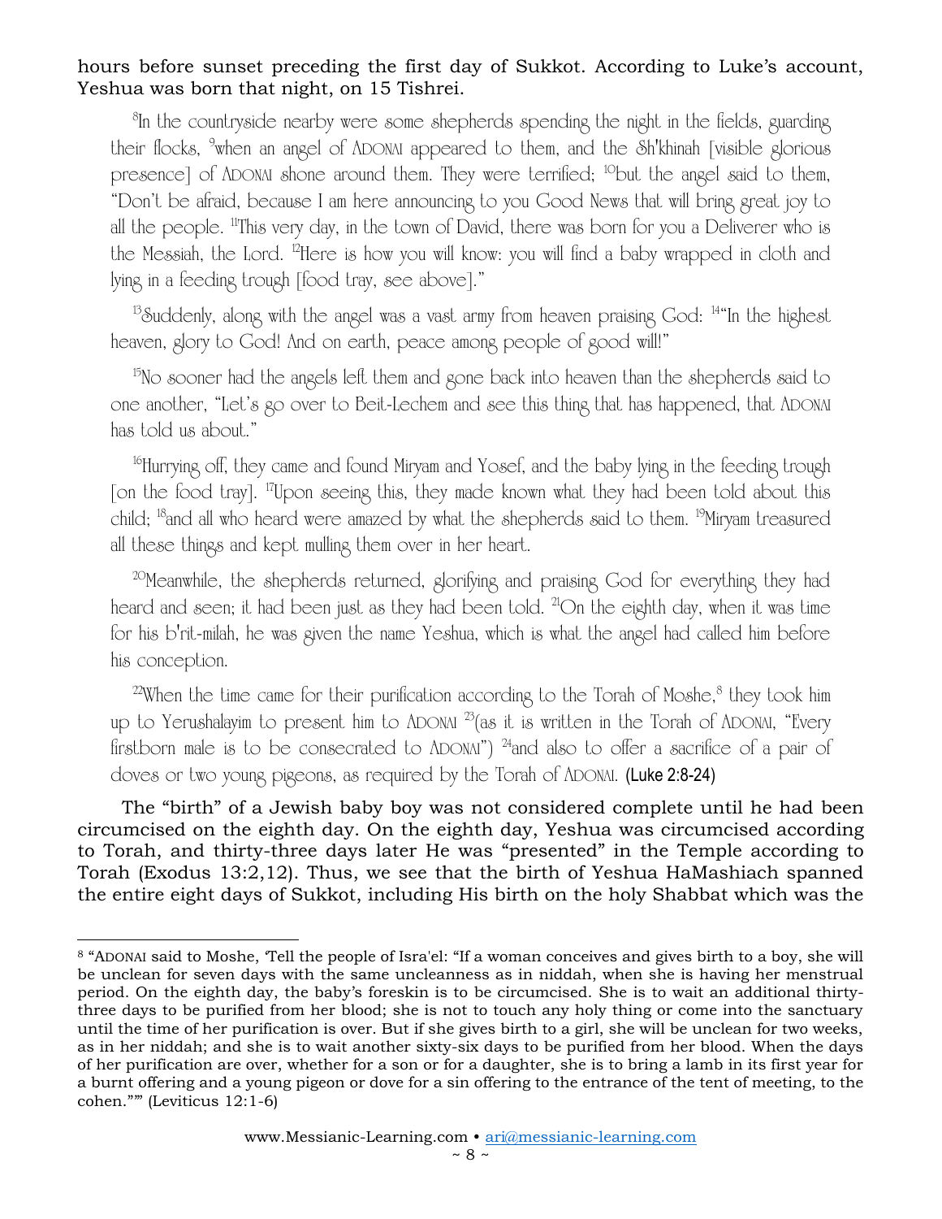hours before sunset preceding the first day of Sukkot. According to Luke's account, Yeshua was born that night, on 15 Tishrei.

[8]In the countryside nearby were some shepherds spending the night in the fields, guarding their flocks, [9]when an angel of ADONAI appeared to them, and the Sh'khinah [visible glorious presence] of ADONAI shone around them. They were terrified; [10]but the angel said to them, "Don't be afraid, because I am here announcing to you Good News that will bring great joy to all the people. [11]This very day, in the town of David, there was born for you a Deliverer who is the Messiah, the Lord. [12]Here is how you will know: you will find a baby wrapped in cloth and lying in a feeding trough [food tray, see above]."

[13]Suddenly, along with the angel was a vast army from heaven praising God: [14]"In the highest heaven, glory to God! And on earth, peace among people of good will!"

[15]No sooner had the angels left them and gone back into heaven than the shepherds said to one another, "Let's go over to Beit-Lechem and see this thing that has happened, that ADONAI has told us about."

[16]Hurrying off, they came and found Miryam and Yosef, and the baby lying in the feeding trough [on the food tray]. [17]Upon seeing this, they made known what they had been told about this child; [18]and all who heard were amazed by what the shepherds said to them. [19]Miryam treasured all these things and kept mulling them over in her heart.

[20]Meanwhile, the shepherds returned, glorifying and praising God for everything they had heard and seen; it had been just as they had been told. [21]On the eighth day, when it was time for his b'rit-milah, he was given the name Yeshua, which is what the angel had called him before his conception.

[22]When the time came for their purification according to the Torah of Moshe,[8] they took him up to Yerushalayim to present him to ADONAI [23](as it is written in the Torah of ADONAI, "Every firstborn male is to be consecrated to ADONAI") [24]and also to offer a sacrifice of a pair of doves or two young pigeons, as required by the Torah of ADONAI. (Luke 2:8-24)

The "birth" of a Jewish baby boy was not considered complete until he had been circumcised on the eighth day. On the eighth day, Yeshua was circumcised according to Torah, and thirty-three days later He was "presented" in the Temple according to Torah (Exodus 13:2,12). Thus, we see that the birth of Yeshua HaMashiach spanned the entire eight days of Sukkot, including His birth on the holy Shabbat which was the

---

[8] "ADONAI said to Moshe, 'Tell the people of Isra'el: "If a woman conceives and gives birth to a boy, she will be unclean for seven days with the same uncleanness as in niddah, when she is having her menstrual period. On the eighth day, the baby's foreskin is to be circumcised. She is to wait an additional thirty-three days to be purified from her blood; she is not to touch any holy thing or come into the sanctuary until the time of her purification is over. But if she gives birth to a girl, she will be unclean for two weeks, as in her niddah; and she is to wait another sixty-six days to be purified from her blood. When the days of her purification are over, whether for a son or for a daughter, she is to bring a lamb in its first year for a burnt offering and a young pigeon or dove for a sin offering to the entrance of the tent of meeting, to the cohen."'" (Leviticus 12:1-6)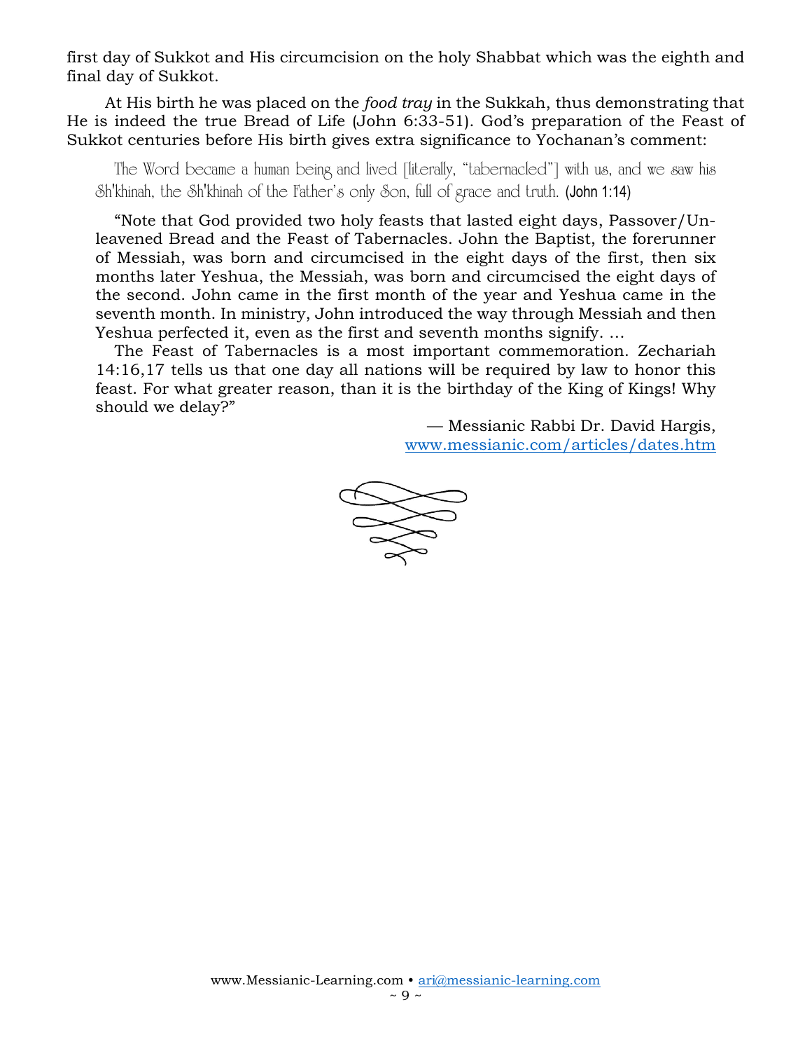first day of Sukkot and His circumcision on the holy Shabbat which was the eighth and final day of Sukkot.

At His birth he was placed on the *food tray* in the Sukkah, thus demonstrating that He is indeed the true Bread of Life (John 6:33-51). God's preparation of the Feast of Sukkot centuries before His birth gives extra significance to Yochanan's comment:

> The Word became a human being and lived [literally, "tabernacled"] with us, and we saw his Sh'khinah, the Sh'khinah of the Father's only Son, full of grace and truth. (John 1:14)

> "Note that God provided two holy feasts that lasted eight days, Passover/Unleavened Bread and the Feast of Tabernacles. John the Baptist, the forerunner of Messiah, was born and circumcised in the eight days of the first, then six months later Yeshua, the Messiah, was born and circumcised the eight days of the second. John came in the first month of the year and Yeshua came in the seventh month. In ministry, John introduced the way through Messiah and then Yeshua perfected it, even as the first and seventh months signify. …
>
> The Feast of Tabernacles is a most important commemoration. Zechariah 14:16,17 tells us that one day all nations will be required by law to honor this feast. For what greater reason, than it is the birthday of the King of Kings! Why should we delay?"
>
> — Messianic Rabbi Dr. David Hargis, www.messianic.com/articles/dates.htm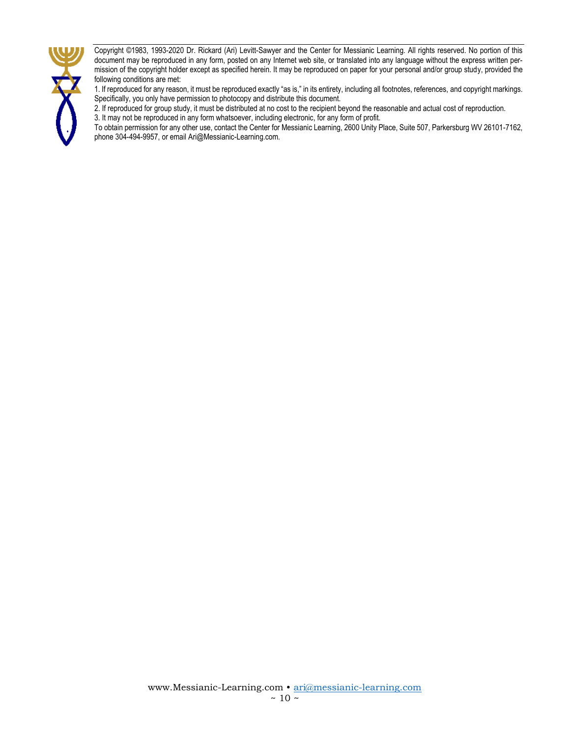Copyright ©1983, 1993-2020 Dr. Rickard (Ari) Levitt-Sawyer and the Center for Messianic Learning. All rights reserved. No portion of this document may be reproduced in any form, posted on any Internet web site, or translated into any language without the express written permission of the copyright holder except as specified herein. It may be reproduced on paper for your personal and/or group study, provided the following conditions are met:

1. If reproduced for any reason, it must be reproduced exactly "as is," in its entirety, including all footnotes, references, and copyright markings. Specifically, you only have permission to photocopy and distribute this document.
2. If reproduced for group study, it must be distributed at no cost to the recipient beyond the reasonable and actual cost of reproduction.
3. It may not be reproduced in any form whatsoever, including electronic, for any form of profit.

To obtain permission for any other use, contact the Center for Messianic Learning, 2600 Unity Place, Suite 507, Parkersburg WV 26101-7162, phone 304-494-9957, or email Ari@Messianic-Learning.com.